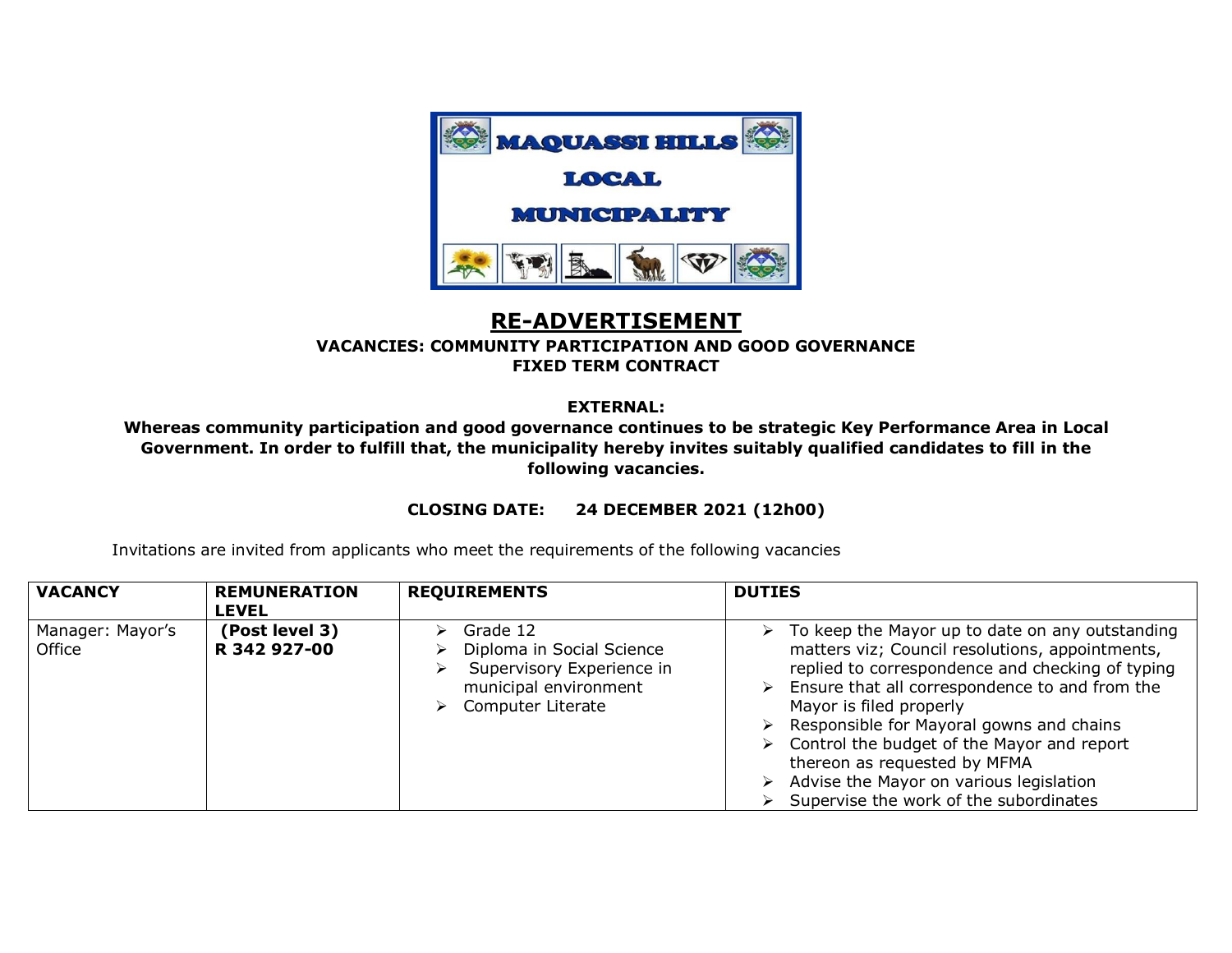MAQUASSI HILLS

LOCAL

MUNICIPALITY

# RE-ADVERTISEMENT

**VACANCIES: COMMUNITY PARTICIPATION AND GOOD GOVERNANCE**
**FIXED TERM CONTRACT**

**EXTERNAL:**

**Whereas community participation and good governance continues to be strategic Key Performance Area in Local Government. In order to fulfill that, the municipality hereby invites suitably qualified candidates to fill in the following vacancies.**

**CLOSING DATE: 24 DECEMBER 2021 (12h00)**

Invitations are invited from applicants who meet the requirements of the following vacancies

| VACANCY | REMUNERATION LEVEL | REQUIREMENTS | DUTIES |
|---|---|---|---|
| Manager: Mayor's Office | **(Post level 3)** **R 342 927-00** | ➢ Grade 12<br>➢ Diploma in Social Science<br>➢ Supervisory Experience in municipal environment<br>➢ Computer Literate | ➢ To keep the Mayor up to date on any outstanding matters viz; Council resolutions, appointments, replied to correspondence and checking of typing<br>➢ Ensure that all correspondence to and from the Mayor is filed properly<br>➢ Responsible for Mayoral gowns and chains<br>➢ Control the budget of the Mayor and report thereon as requested by MFMA<br>➢ Advise the Mayor on various legislation<br>➢ Supervise the work of the subordinates |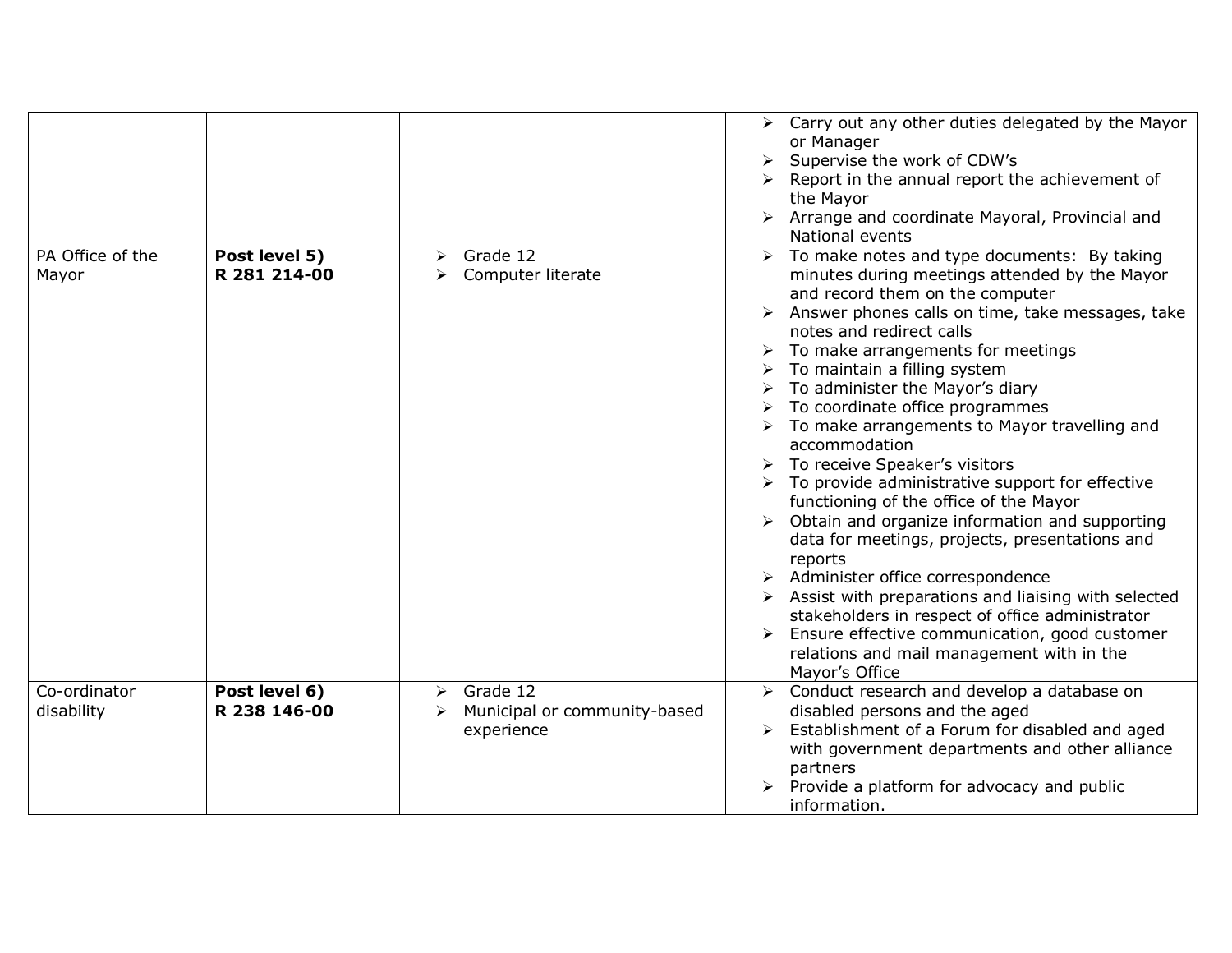| | | | |
|---|---|---|---|
| | | | ➢ Carry out any other duties delegated by the Mayor or Manager<br>➢ Supervise the work of CDW's<br>➢ Report in the annual report the achievement of the Mayor<br>➢ Arrange and coordinate Mayoral, Provincial and National events |
| PA Office of the Mayor | **Post level 5)**<br>**R 281 214-00** | ➢ Grade 12<br>➢ Computer literate | ➢ To make notes and type documents: By taking minutes during meetings attended by the Mayor and record them on the computer<br>➢ Answer phones calls on time, take messages, take notes and redirect calls<br>➢ To make arrangements for meetings<br>➢ To maintain a filling system<br>➢ To administer the Mayor's diary<br>➢ To coordinate office programmes<br>➢ To make arrangements to Mayor travelling and accommodation<br>➢ To receive Speaker's visitors<br>➢ To provide administrative support for effective functioning of the office of the Mayor<br>➢ Obtain and organize information and supporting data for meetings, projects, presentations and reports<br>➢ Administer office correspondence<br>➢ Assist with preparations and liaising with selected stakeholders in respect of office administrator<br>➢ Ensure effective communication, good customer relations and mail management with in the Mayor's Office |
| Co-ordinator disability | **Post level 6)**<br>**R 238 146-00** | ➢ Grade 12<br>➢ Municipal or community-based experience | ➢ Conduct research and develop a database on disabled persons and the aged<br>➢ Establishment of a Forum for disabled and aged with government departments and other alliance partners<br>➢ Provide a platform for advocacy and public information. |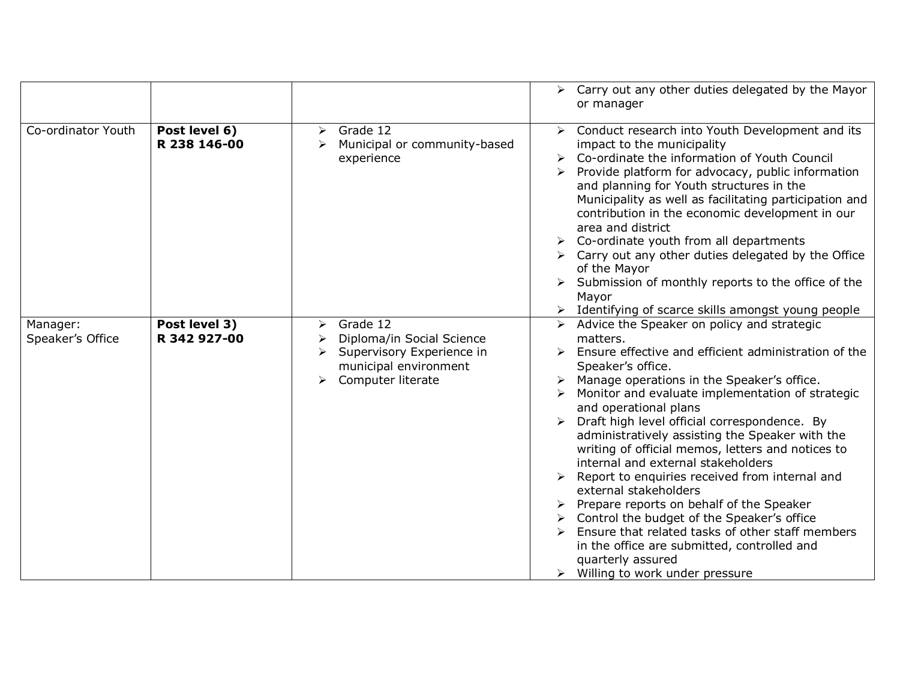| | | | |
|---|---|---|---|
| | | | ➢ Carry out any other duties delegated by the Mayor or manager |
| Co-ordinator Youth | **Post level 6)**<br>**R 238 146-00** | ➢ Grade 12<br>➢ Municipal or community-based experience | ➢ Conduct research into Youth Development and its impact to the municipality<br>➢ Co-ordinate the information of Youth Council<br>➢ Provide platform for advocacy, public information and planning for Youth structures in the Municipality as well as facilitating participation and contribution in the economic development in our area and district<br>➢ Co-ordinate youth from all departments<br>➢ Carry out any other duties delegated by the Office of the Mayor<br>➢ Submission of monthly reports to the office of the Mayor<br>➢ Identifying of scarce skills amongst young people |
| Manager: Speaker's Office | **Post level 3)**<br>**R 342 927-00** | ➢ Grade 12<br>➢ Diploma/in Social Science<br>➢ Supervisory Experience in municipal environment<br>➢ Computer literate | ➢ Advice the Speaker on policy and strategic matters.<br>➢ Ensure effective and efficient administration of the Speaker's office.<br>➢ Manage operations in the Speaker's office.<br>➢ Monitor and evaluate implementation of strategic and operational plans<br>➢ Draft high level official correspondence. By administratively assisting the Speaker with the writing of official memos, letters and notices to internal and external stakeholders<br>➢ Report to enquiries received from internal and external stakeholders<br>➢ Prepare reports on behalf of the Speaker<br>➢ Control the budget of the Speaker's office<br>➢ Ensure that related tasks of other staff members in the office are submitted, controlled and quarterly assured<br>➢ Willing to work under pressure |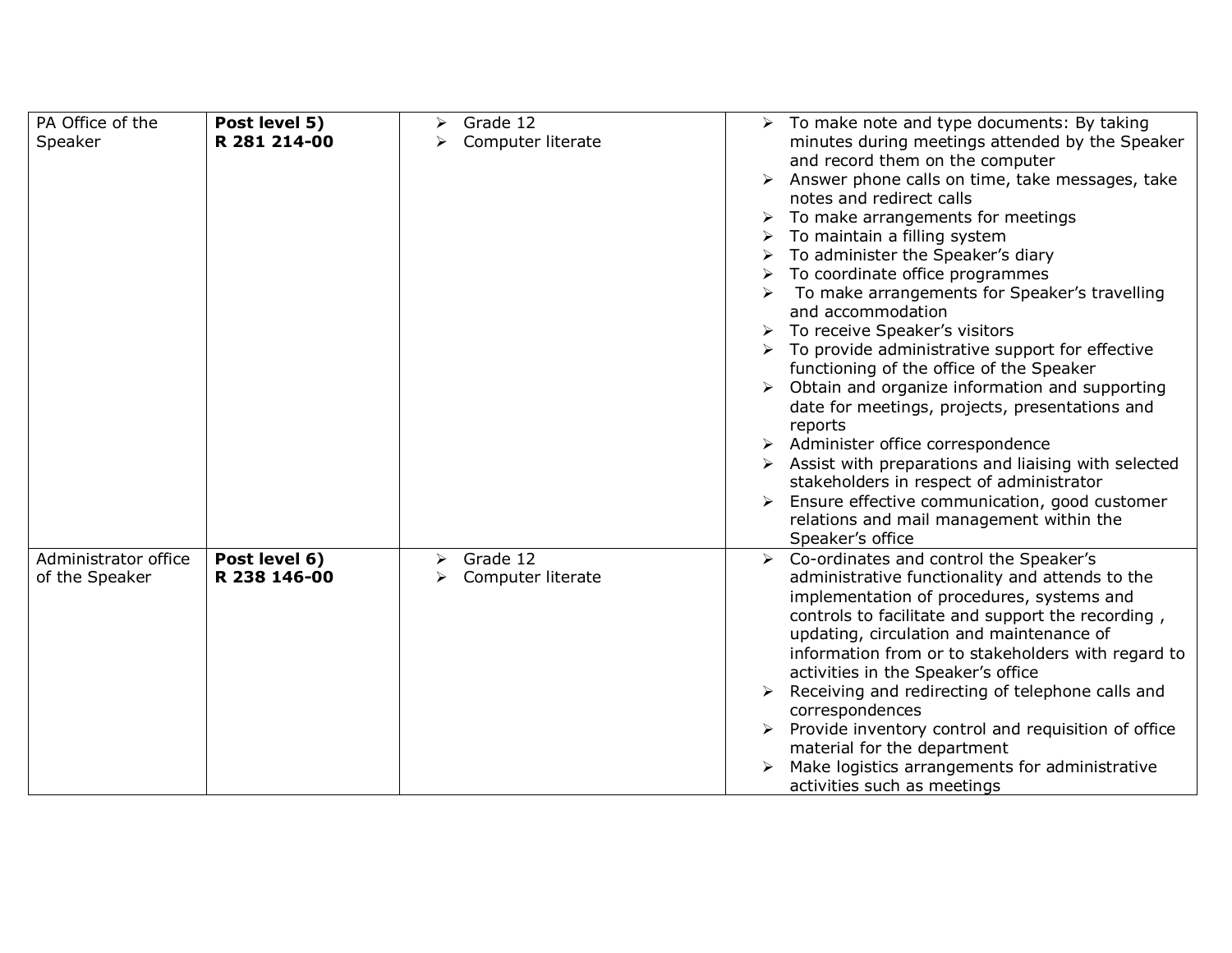| PA Office of the Speaker | **Post level 5)** **R 281 214-00** | ➢ Grade 12<br>➢ Computer literate | ➢ To make note and type documents: By taking minutes during meetings attended by the Speaker and record them on the computer<br>➢ Answer phone calls on time, take messages, take notes and redirect calls<br>➢ To make arrangements for meetings<br>➢ To maintain a filling system<br>➢ To administer the Speaker's diary<br>➢ To coordinate office programmes<br>➢ To make arrangements for Speaker's travelling and accommodation<br>➢ To receive Speaker's visitors<br>➢ To provide administrative support for effective functioning of the office of the Speaker<br>➢ Obtain and organize information and supporting date for meetings, projects, presentations and reports<br>➢ Administer office correspondence<br>➢ Assist with preparations and liaising with selected stakeholders in respect of administrator<br>➢ Ensure effective communication, good customer relations and mail management within the Speaker's office |
|---|---|---|---|
| Administrator office of the Speaker | **Post level 6)** **R 238 146-00** | ➢ Grade 12<br>➢ Computer literate | ➢ Co-ordinates and control the Speaker's administrative functionality and attends to the implementation of procedures, systems and controls to facilitate and support the recording , updating, circulation and maintenance of information from or to stakeholders with regard to activities in the Speaker's office<br>➢ Receiving and redirecting of telephone calls and correspondences<br>➢ Provide inventory control and requisition of office material for the department<br>➢ Make logistics arrangements for administrative activities such as meetings |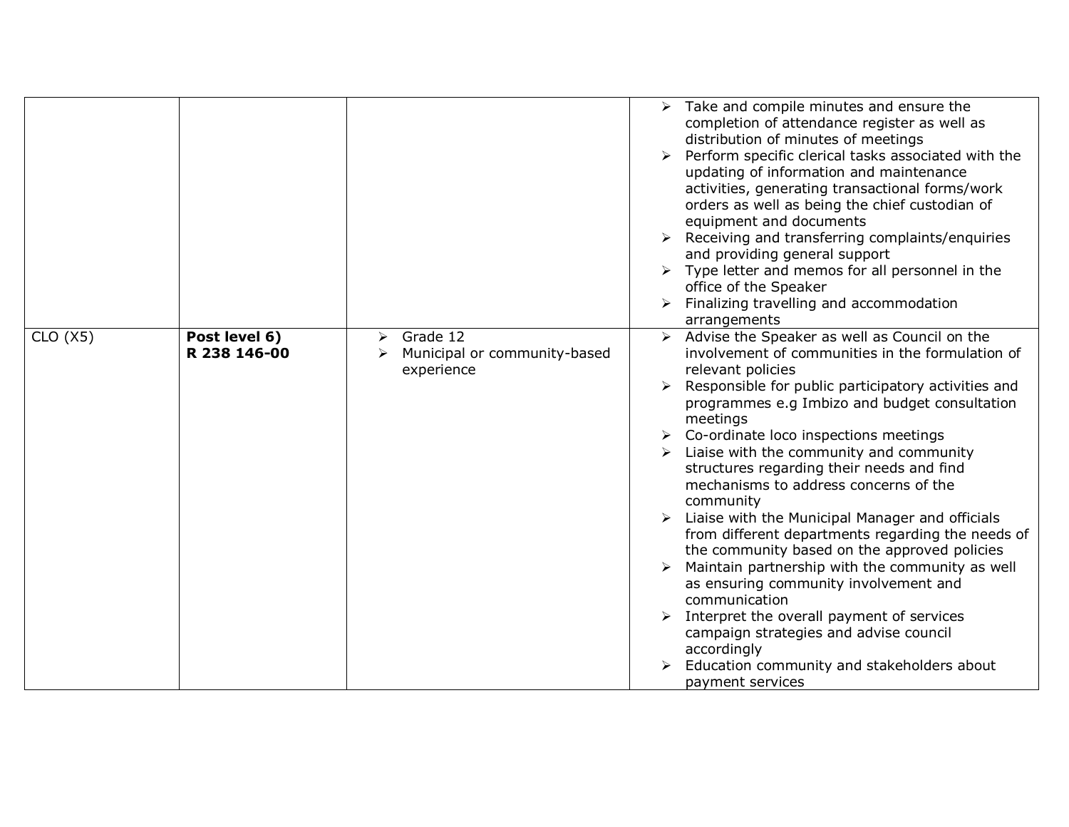| | | | |
|---|---|---|---|
| | | | ➢ Take and compile minutes and ensure the completion of attendance register as well as distribution of minutes of meetings<br>➢ Perform specific clerical tasks associated with the updating of information and maintenance activities, generating transactional forms/work orders as well as being the chief custodian of equipment and documents<br>➢ Receiving and transferring complaints/enquiries and providing general support<br>➢ Type letter and memos for all personnel in the office of the Speaker<br>➢ Finalizing travelling and accommodation arrangements |
| CLO (X5) | **Post level 6)**<br>**R 238 146-00** | ➢ Grade 12<br>➢ Municipal or community-based experience | ➢ Advise the Speaker as well as Council on the involvement of communities in the formulation of relevant policies<br>➢ Responsible for public participatory activities and programmes e.g Imbizo and budget consultation meetings<br>➢ Co-ordinate loco inspections meetings<br>➢ Liaise with the community and community structures regarding their needs and find mechanisms to address concerns of the community<br>➢ Liaise with the Municipal Manager and officials from different departments regarding the needs of the community based on the approved policies<br>➢ Maintain partnership with the community as well as ensuring community involvement and communication<br>➢ Interpret the overall payment of services campaign strategies and advise council accordingly<br>➢ Education community and stakeholders about payment services |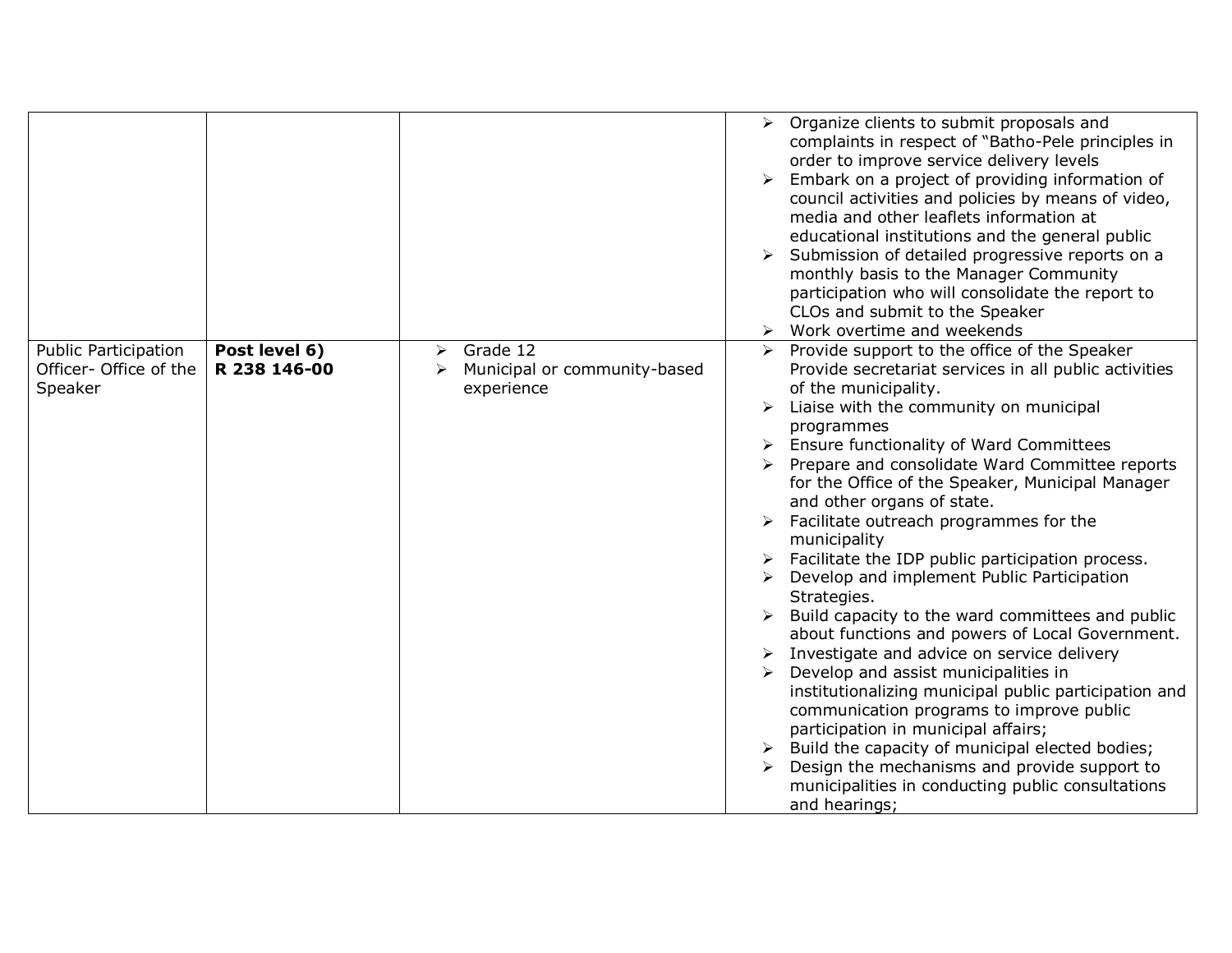| | | | |
|---|---|---|---|
| | | | ➢ Organize clients to submit proposals and complaints in respect of "Batho-Pele principles in order to improve service delivery levels<br>➢ Embark on a project of providing information of council activities and policies by means of video, media and other leaflets information at educational institutions and the general public<br>➢ Submission of detailed progressive reports on a monthly basis to the Manager Community participation who will consolidate the report to CLOs and submit to the Speaker<br>➢ Work overtime and weekends |
| Public Participation Officer- Office of the Speaker | **Post level 6)**<br>**R 238 146-00** | ➢ Grade 12<br>➢ Municipal or community-based experience | ➢ Provide support to the office of the Speaker Provide secretariat services in all public activities of the municipality.<br>➢ Liaise with the community on municipal programmes<br>➢ Ensure functionality of Ward Committees<br>➢ Prepare and consolidate Ward Committee reports for the Office of the Speaker, Municipal Manager and other organs of state.<br>➢ Facilitate outreach programmes for the municipality<br>➢ Facilitate the IDP public participation process.<br>➢ Develop and implement Public Participation Strategies.<br>➢ Build capacity to the ward committees and public about functions and powers of Local Government.<br>➢ Investigate and advice on service delivery<br>➢ Develop and assist municipalities in institutionalizing municipal public participation and communication programs to improve public participation in municipal affairs;<br>➢ Build the capacity of municipal elected bodies;<br>➢ Design the mechanisms and provide support to municipalities in conducting public consultations and hearings; |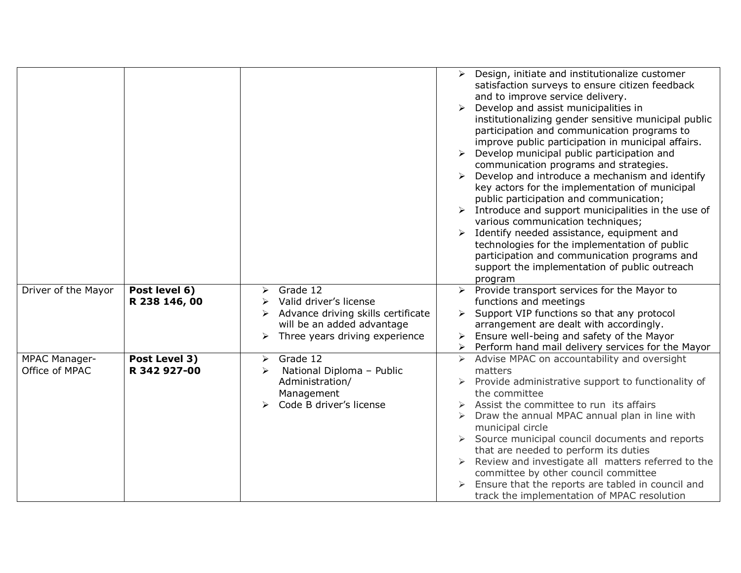| | | | |
|---|---|---|---|
| | | | ➢ Design, initiate and institutionalize customer satisfaction surveys to ensure citizen feedback and to improve service delivery.<br>➢ Develop and assist municipalities in institutionalizing gender sensitive municipal public participation and communication programs to improve public participation in municipal affairs.<br>➢ Develop municipal public participation and communication programs and strategies.<br>➢ Develop and introduce a mechanism and identify key actors for the implementation of municipal public participation and communication;<br>➢ Introduce and support municipalities in the use of various communication techniques;<br>➢ Identify needed assistance, equipment and technologies for the implementation of public participation and communication programs and support the implementation of public outreach program |
| Driver of the Mayor | **Post level 6)**<br>**R 238 146, 00** | ➢ Grade 12<br>➢ Valid driver's license<br>➢ Advance driving skills certificate will be an added advantage<br>➢ Three years driving experience | ➢ Provide transport services for the Mayor to functions and meetings<br>➢ Support VIP functions so that any protocol arrangement are dealt with accordingly.<br>➢ Ensure well-being and safety of the Mayor<br>➢ Perform hand mail delivery services for the Mayor |
| MPAC Manager- Office of MPAC | **Post Level 3)**<br>**R 342 927-00** | ➢ Grade 12<br>➢ National Diploma – Public Administration/ Management<br>➢ Code B driver's license | ➢ Advise MPAC on accountability and oversight matters<br>➢ Provide administrative support to functionality of the committee<br>➢ Assist the committee to run its affairs<br>➢ Draw the annual MPAC annual plan in line with municipal circle<br>➢ Source municipal council documents and reports that are needed to perform its duties<br>➢ Review and investigate all matters referred to the committee by other council committee<br>➢ Ensure that the reports are tabled in council and track the implementation of MPAC resolution |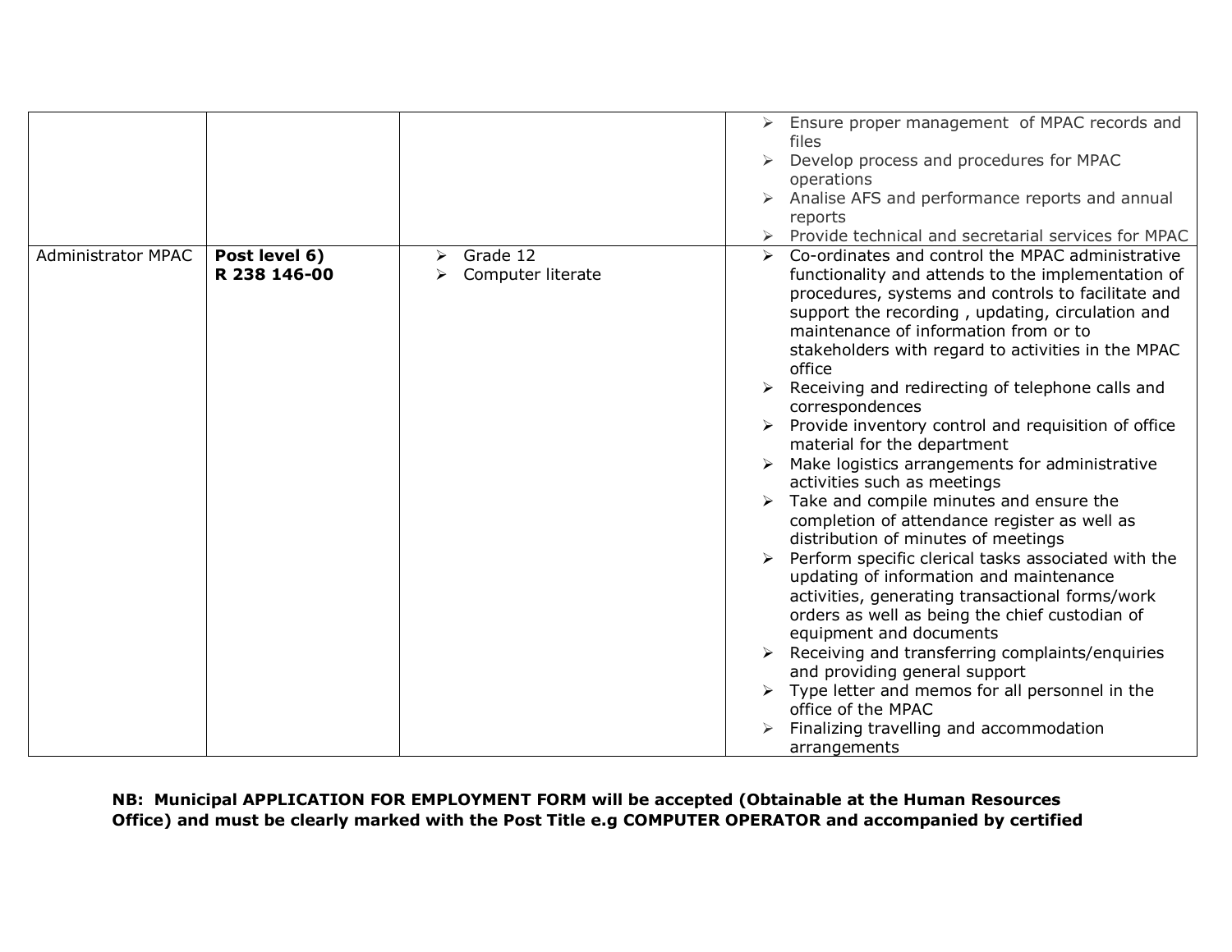| | | | |
|---|---|---|---|
| | | | ➢ Ensure proper management of MPAC records and files<br>➢ Develop process and procedures for MPAC operations<br>➢ Analise AFS and performance reports and annual reports<br>➢ Provide technical and secretarial services for MPAC |
| Administrator MPAC | **Post level 6)**<br>**R 238 146-00** | ➢ Grade 12<br>➢ Computer literate | ➢ Co-ordinates and control the MPAC administrative functionality and attends to the implementation of procedures, systems and controls to facilitate and support the recording , updating, circulation and maintenance of information from or to stakeholders with regard to activities in the MPAC office<br>➢ Receiving and redirecting of telephone calls and correspondences<br>➢ Provide inventory control and requisition of office material for the department<br>➢ Make logistics arrangements for administrative activities such as meetings<br>➢ Take and compile minutes and ensure the completion of attendance register as well as distribution of minutes of meetings<br>➢ Perform specific clerical tasks associated with the updating of information and maintenance activities, generating transactional forms/work orders as well as being the chief custodian of equipment and documents<br>➢ Receiving and transferring complaints/enquiries and providing general support<br>➢ Type letter and memos for all personnel in the office of the MPAC<br>➢ Finalizing travelling and accommodation arrangements |

**NB: Municipal APPLICATION FOR EMPLOYMENT FORM will be accepted (Obtainable at the Human Resources Office) and must be clearly marked with the Post Title e.g COMPUTER OPERATOR and accompanied by certified**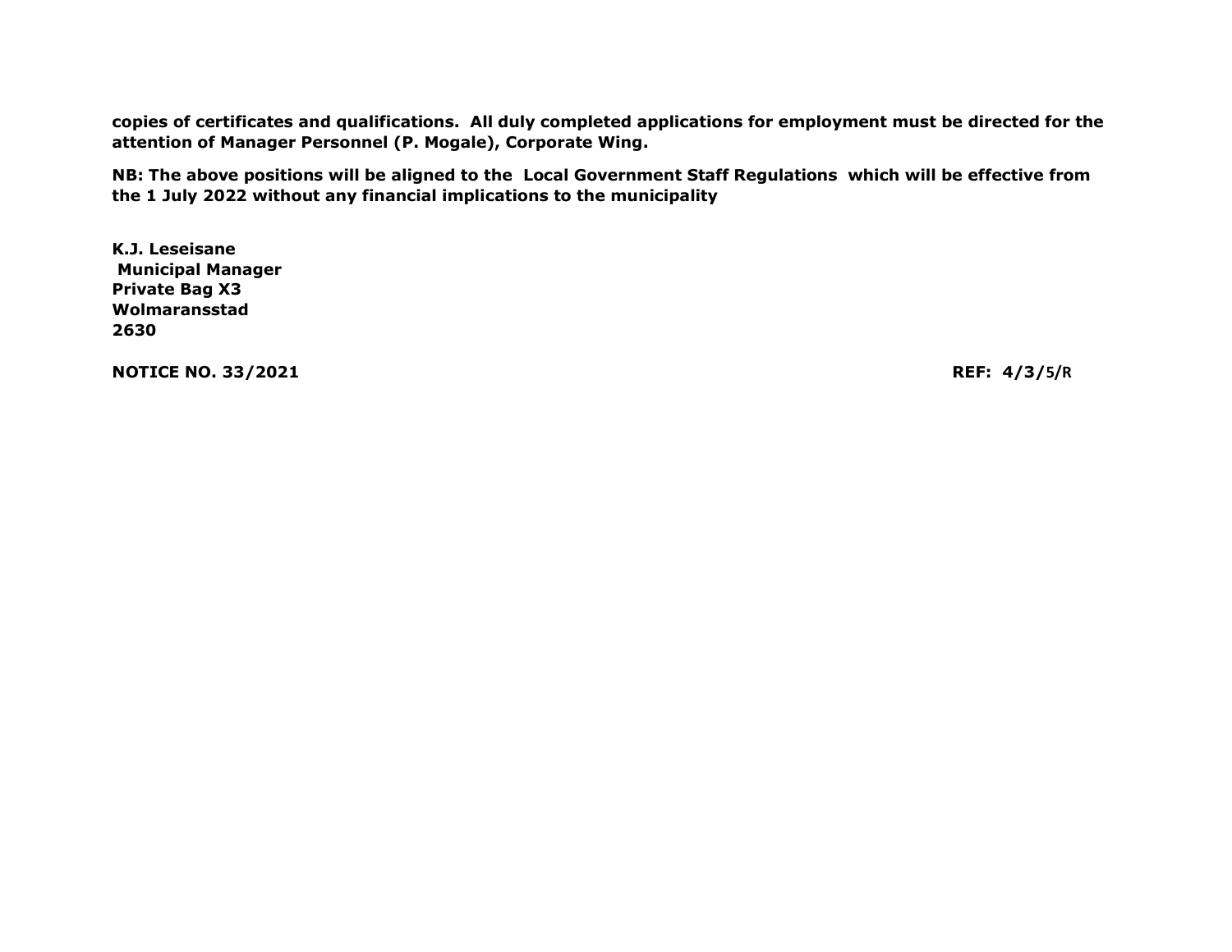**copies of certificates and qualifications. All duly completed applications for employment must be directed for the attention of Manager Personnel (P. Mogale), Corporate Wing.**

**NB: The above positions will be aligned to the Local Government Staff Regulations which will be effective from the 1 July 2022 without any financial implications to the municipality**

**K.J. Leseisane**
**Municipal Manager**
**Private Bag X3**
**Wolmaransstad**
**2630**

**NOTICE NO. 33/2021** **REF: 4/3/5/R**